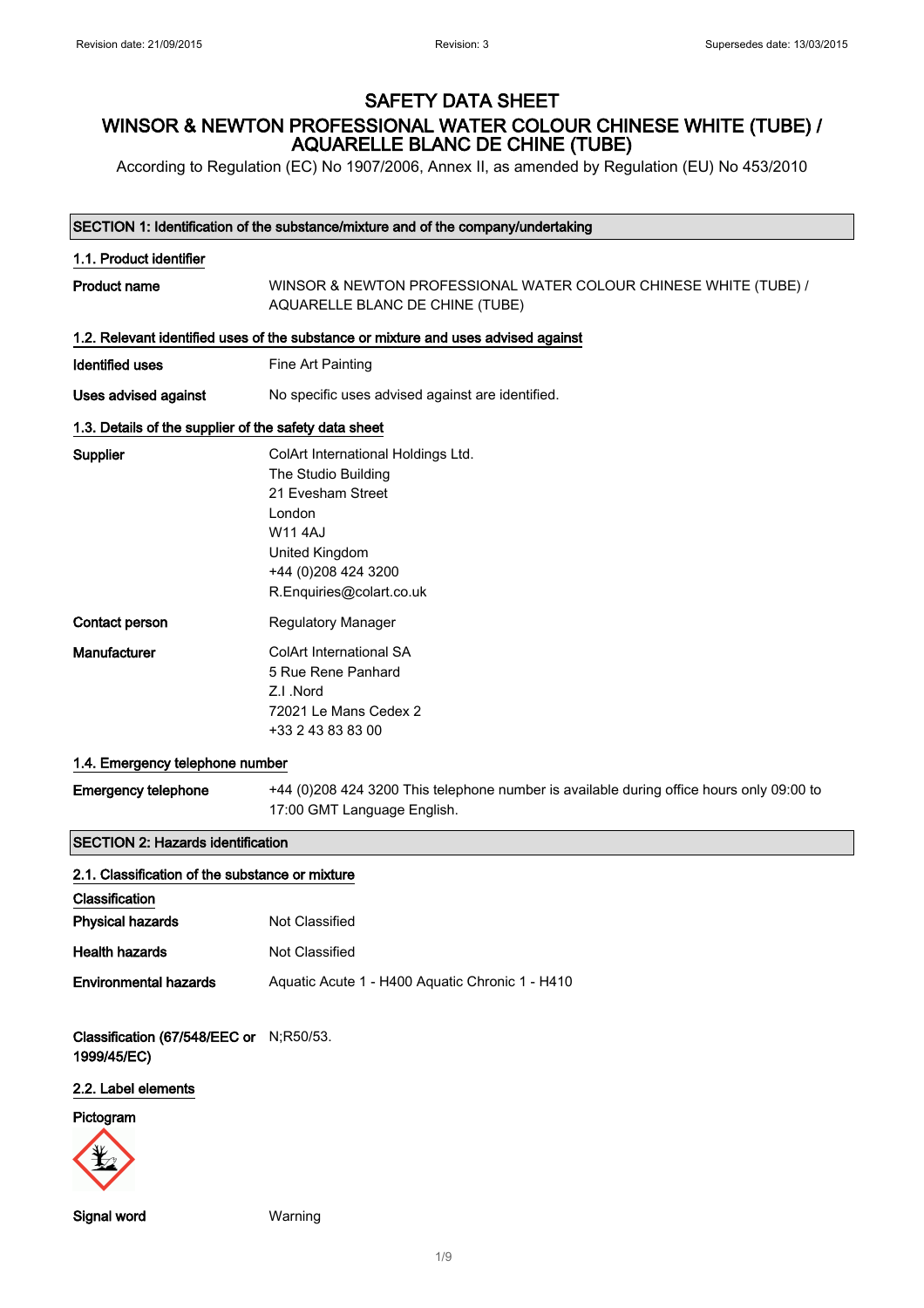Revision date: 21/09/2015 Revision: 3 Supersedes date: 13/03/2015

# SAFETY DATA SHEET

# WINSOR & NEWTON PROFESSIONAL WATER COLOUR CHINESE WHITE (TUBE) / AQUARELLE BLANC DE CHINE (TUBE)

According to Regulation (EC) No 1907/2006, Annex II, as amended by Regulation (EU) No 453/2010

## SECTION 1: Identification of the substance/mixture and of the company/undertaking

### 1.1. Product identifier

**Product name** WINSOR & NEWTON PROFESSIONAL WATER COLOUR CHINESE WHITE (TUBE) / AQUARELLE BLANC DE CHINE (TUBE)

### 1.2. Relevant identified uses of the substance or mixture and uses advised against

**Identified uses** Fine Art Painting

**Uses advised against** No specific uses advised against are identified.

### 1.3. Details of the supplier of the safety data sheet

**Supplier**
ColArt International Holdings Ltd.
The Studio Building
21 Evesham Street
London
W11 4AJ
United Kingdom
+44 (0)208 424 3200
R.Enquiries@colart.co.uk

**Contact person** Regulatory Manager

**Manufacturer**
ColArt International SA
5 Rue Rene Panhard
Z.I .Nord
72021 Le Mans Cedex 2
+33 2 43 83 83 00

### 1.4. Emergency telephone number

**Emergency telephone** +44 (0)208 424 3200 This telephone number is available during office hours only 09:00 to 17:00 GMT Language English.

## SECTION 2: Hazards identification

### 2.1. Classification of the substance or mixture

**Classification**

**Physical hazards** Not Classified

**Health hazards** Not Classified

**Environmental hazards** Aquatic Acute 1 - H400 Aquatic Chronic 1 - H410

**Classification (67/548/EEC or 1999/45/EC)** N;R50/53.

### 2.2. Label elements

**Pictogram**

**Signal word** Warning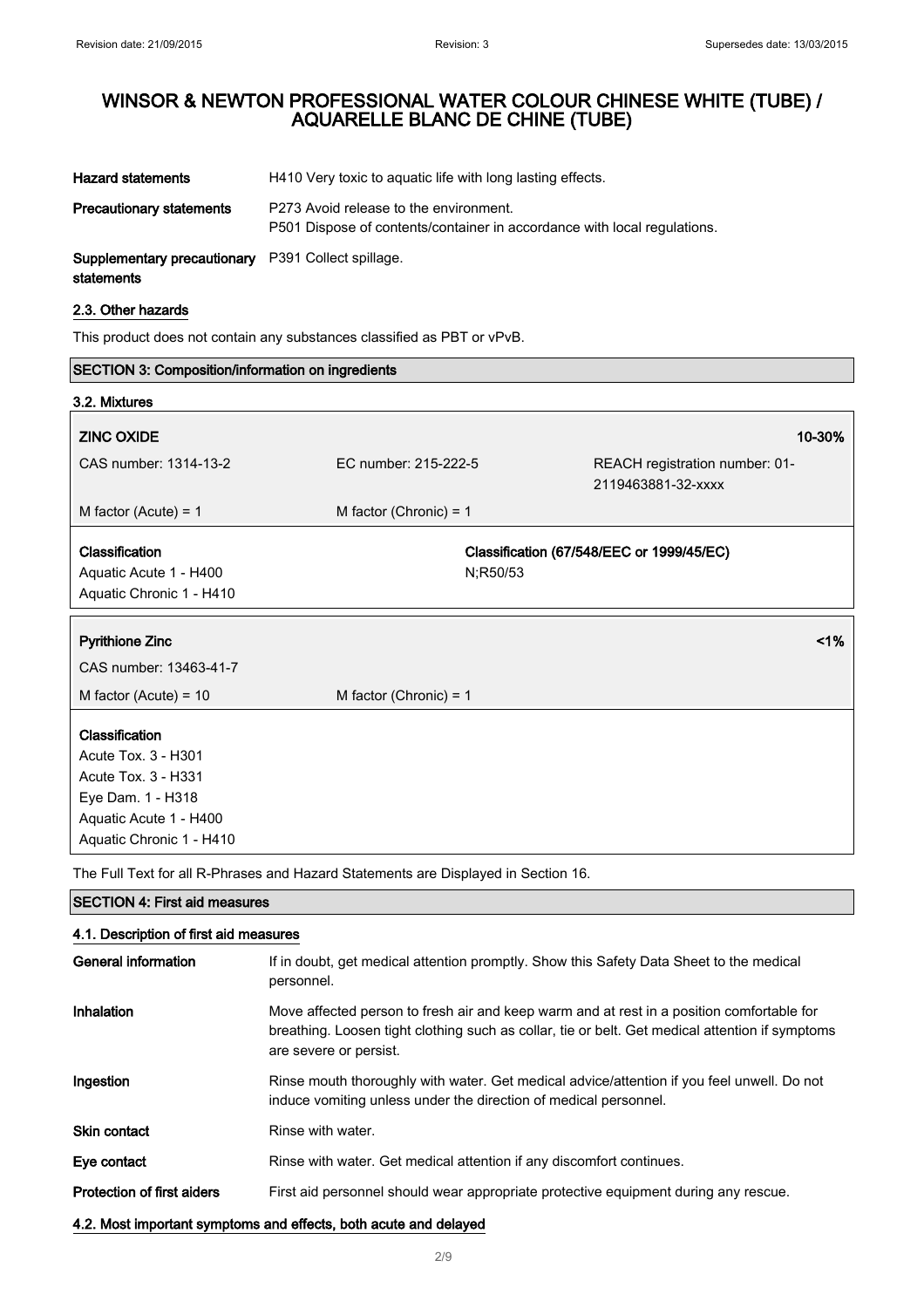| | |
|---|---|
| **Hazard statements** | H410 Very toxic to aquatic life with long lasting effects. |
| **Precautionary statements** | P273 Avoid release to the environment.<br>P501 Dispose of contents/container in accordance with local regulations. |
| **Supplementary precautionary statements** | P391 Collect spillage. |

### 2.3. Other hazards

This product does not contain any substances classified as PBT or vPvB.

## SECTION 3: Composition/information on ingredients

### 3.2. Mixtures

| **ZINC OXIDE** | | **10-30%** |
|---|---|---|
| CAS number: 1314-13-2 | EC number: 215-222-5 | REACH registration number: 01-2119463881-32-xxxx |
| M factor (Acute) = 1 | M factor (Chronic) = 1 | |
| **Classification**<br>Aquatic Acute 1 - H400<br>Aquatic Chronic 1 - H410 | | **Classification (67/548/EEC or 1999/45/EC)**<br>N;R50/53 |

| **Pyrithione Zinc** | **<1%** |
|---|---|
| CAS number: 13463-41-7 | |
| M factor (Acute) = 10 | M factor (Chronic) = 1 |
| **Classification**<br>Acute Tox. 3 - H301<br>Acute Tox. 3 - H331<br>Eye Dam. 1 - H318<br>Aquatic Acute 1 - H400<br>Aquatic Chronic 1 - H410 | |

The Full Text for all R-Phrases and Hazard Statements are Displayed in Section 16.

## SECTION 4: First aid measures

### 4.1. Description of first aid measures

| | |
|---|---|
| **General information** | If in doubt, get medical attention promptly. Show this Safety Data Sheet to the medical personnel. |
| **Inhalation** | Move affected person to fresh air and keep warm and at rest in a position comfortable for breathing. Loosen tight clothing such as collar, tie or belt. Get medical attention if symptoms are severe or persist. |
| **Ingestion** | Rinse mouth thoroughly with water. Get medical advice/attention if you feel unwell. Do not induce vomiting unless under the direction of medical personnel. |
| **Skin contact** | Rinse with water. |
| **Eye contact** | Rinse with water. Get medical attention if any discomfort continues. |
| **Protection of first aiders** | First aid personnel should wear appropriate protective equipment during any rescue. |

### 4.2. Most important symptoms and effects, both acute and delayed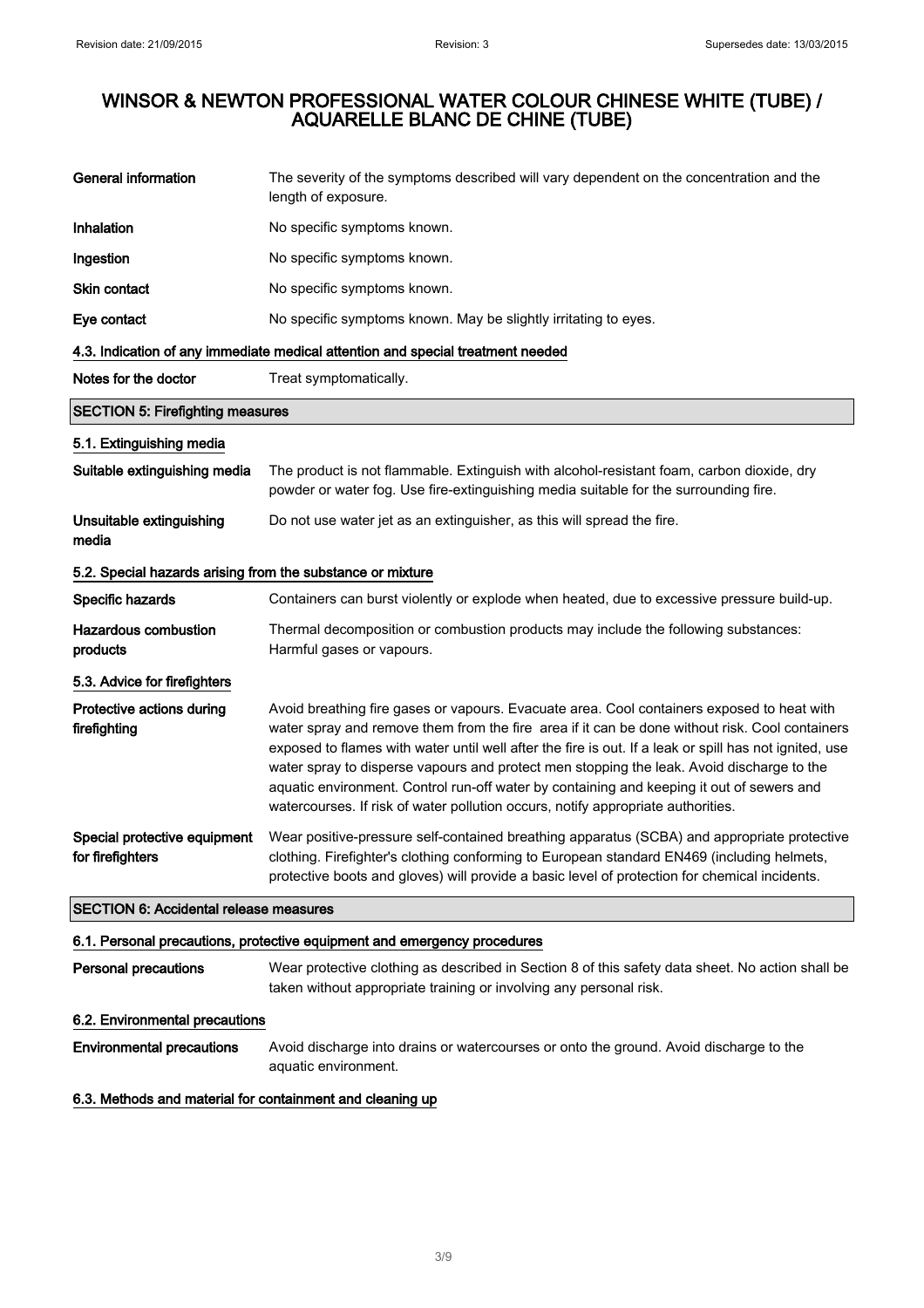| | |
|---|---|
| **General information** | The severity of the symptoms described will vary dependent on the concentration and the length of exposure. |
| **Inhalation** | No specific symptoms known. |
| **Ingestion** | No specific symptoms known. |
| **Skin contact** | No specific symptoms known. |
| **Eye contact** | No specific symptoms known. May be slightly irritating to eyes. |

### 4.3. Indication of any immediate medical attention and special treatment needed

| | |
|---|---|
| **Notes for the doctor** | Treat symptomatically. |

## SECTION 5: Firefighting measures

### 5.1. Extinguishing media

| | |
|---|---|
| **Suitable extinguishing media** | The product is not flammable. Extinguish with alcohol-resistant foam, carbon dioxide, dry powder or water fog. Use fire-extinguishing media suitable for the surrounding fire. |
| **Unsuitable extinguishing media** | Do not use water jet as an extinguisher, as this will spread the fire. |

### 5.2. Special hazards arising from the substance or mixture

| | |
|---|---|
| **Specific hazards** | Containers can burst violently or explode when heated, due to excessive pressure build-up. |
| **Hazardous combustion products** | Thermal decomposition or combustion products may include the following substances: Harmful gases or vapours. |

### 5.3. Advice for firefighters

| | |
|---|---|
| **Protective actions during firefighting** | Avoid breathing fire gases or vapours. Evacuate area. Cool containers exposed to heat with water spray and remove them from the fire area if it can be done without risk. Cool containers exposed to flames with water until well after the fire is out. If a leak or spill has not ignited, use water spray to disperse vapours and protect men stopping the leak. Avoid discharge to the aquatic environment. Control run-off water by containing and keeping it out of sewers and watercourses. If risk of water pollution occurs, notify appropriate authorities. |
| **Special protective equipment for firefighters** | Wear positive-pressure self-contained breathing apparatus (SCBA) and appropriate protective clothing. Firefighter's clothing conforming to European standard EN469 (including helmets, protective boots and gloves) will provide a basic level of protection for chemical incidents. |

## SECTION 6: Accidental release measures

### 6.1. Personal precautions, protective equipment and emergency procedures

| | |
|---|---|
| **Personal precautions** | Wear protective clothing as described in Section 8 of this safety data sheet. No action shall be taken without appropriate training or involving any personal risk. |

### 6.2. Environmental precautions

| | |
|---|---|
| **Environmental precautions** | Avoid discharge into drains or watercourses or onto the ground. Avoid discharge to the aquatic environment. |

### 6.3. Methods and material for containment and cleaning up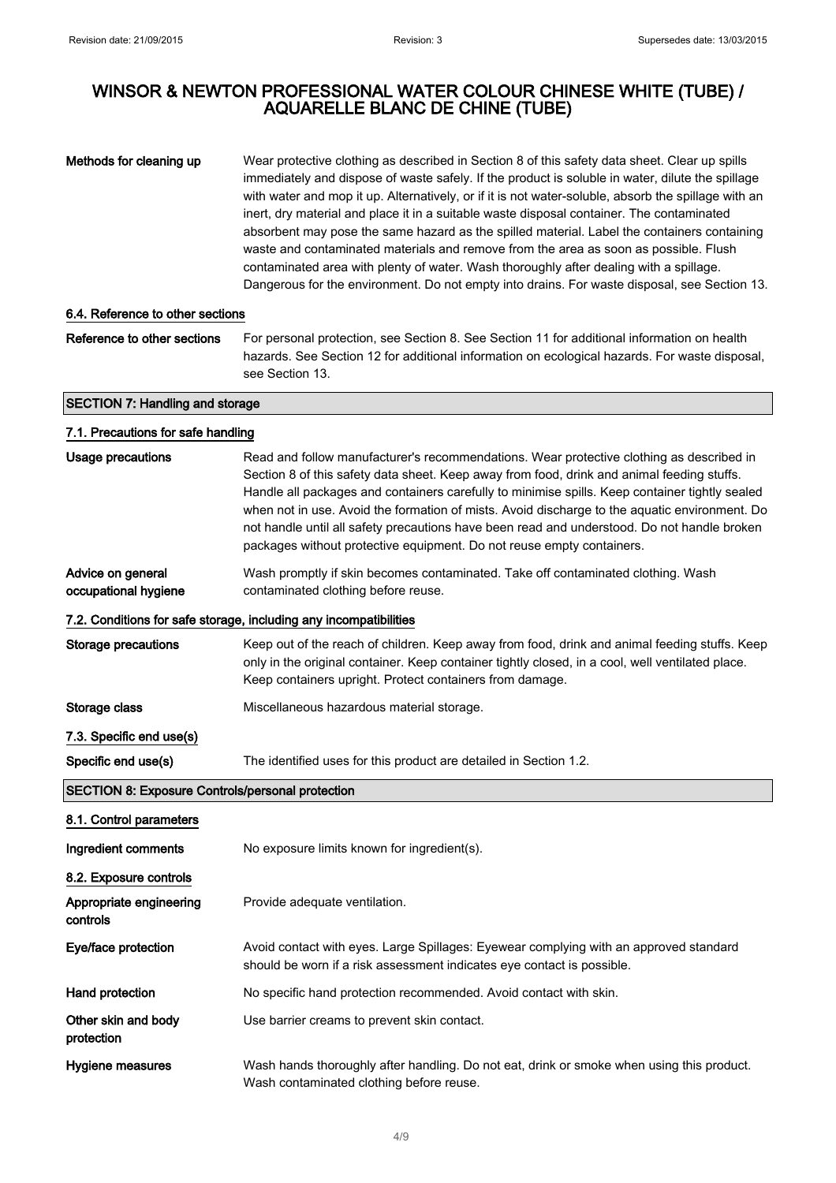| | |
|---|---|
| **Methods for cleaning up** | Wear protective clothing as described in Section 8 of this safety data sheet. Clear up spills immediately and dispose of waste safely. If the product is soluble in water, dilute the spillage with water and mop it up. Alternatively, or if it is not water-soluble, absorb the spillage with an inert, dry material and place it in a suitable waste disposal container. The contaminated absorbent may pose the same hazard as the spilled material. Label the containers containing waste and contaminated materials and remove from the area as soon as possible. Flush contaminated area with plenty of water. Wash thoroughly after dealing with a spillage. Dangerous for the environment. Do not empty into drains. For waste disposal, see Section 13. |

### 6.4. Reference to other sections

| | |
|---|---|
| **Reference to other sections** | For personal protection, see Section 8. See Section 11 for additional information on health hazards. See Section 12 for additional information on ecological hazards. For waste disposal, see Section 13. |

## SECTION 7: Handling and storage

### 7.1. Precautions for safe handling

| | |
|---|---|
| **Usage precautions** | Read and follow manufacturer's recommendations. Wear protective clothing as described in Section 8 of this safety data sheet. Keep away from food, drink and animal feeding stuffs. Handle all packages and containers carefully to minimise spills. Keep container tightly sealed when not in use. Avoid the formation of mists. Avoid discharge to the aquatic environment. Do not handle until all safety precautions have been read and understood. Do not handle broken packages without protective equipment. Do not reuse empty containers. |
| **Advice on general occupational hygiene** | Wash promptly if skin becomes contaminated. Take off contaminated clothing. Wash contaminated clothing before reuse. |

### 7.2. Conditions for safe storage, including any incompatibilities

| | |
|---|---|
| **Storage precautions** | Keep out of the reach of children. Keep away from food, drink and animal feeding stuffs. Keep only in the original container. Keep container tightly closed, in a cool, well ventilated place. Keep containers upright. Protect containers from damage. |
| **Storage class** | Miscellaneous hazardous material storage. |

### 7.3. Specific end use(s)

| | |
|---|---|
| **Specific end use(s)** | The identified uses for this product are detailed in Section 1.2. |

## SECTION 8: Exposure Controls/personal protection

### 8.1. Control parameters

| | |
|---|---|
| **Ingredient comments** | No exposure limits known for ingredient(s). |

### 8.2. Exposure controls

| | |
|---|---|
| **Appropriate engineering controls** | Provide adequate ventilation. |
| **Eye/face protection** | Avoid contact with eyes. Large Spillages: Eyewear complying with an approved standard should be worn if a risk assessment indicates eye contact is possible. |
| **Hand protection** | No specific hand protection recommended. Avoid contact with skin. |
| **Other skin and body protection** | Use barrier creams to prevent skin contact. |
| **Hygiene measures** | Wash hands thoroughly after handling. Do not eat, drink or smoke when using this product. Wash contaminated clothing before reuse. |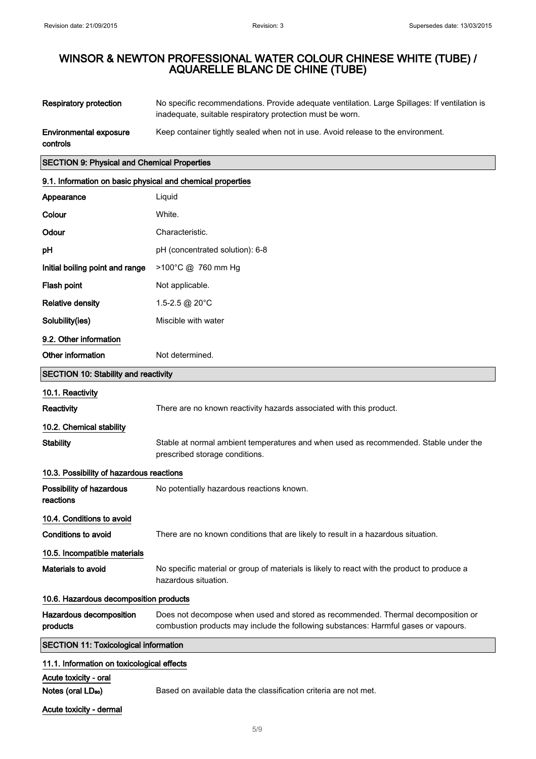| | |
|---|---|
| **Respiratory protection** | No specific recommendations. Provide adequate ventilation. Large Spillages: If ventilation is inadequate, suitable respiratory protection must be worn. |
| **Environmental exposure controls** | Keep container tightly sealed when not in use. Avoid release to the environment. |

## SECTION 9: Physical and Chemical Properties

### 9.1. Information on basic physical and chemical properties

| | |
|---|---|
| **Appearance** | Liquid |
| **Colour** | White. |
| **Odour** | Characteristic. |
| **pH** | pH (concentrated solution): 6-8 |
| **Initial boiling point and range** | >100°C @ 760 mm Hg |
| **Flash point** | Not applicable. |
| **Relative density** | 1.5-2.5 @ 20°C |
| **Solubility(ies)** | Miscible with water |

### 9.2. Other information

| | |
|---|---|
| **Other information** | Not determined. |

## SECTION 10: Stability and reactivity

### 10.1. Reactivity

| | |
|---|---|
| **Reactivity** | There are no known reactivity hazards associated with this product. |

### 10.2. Chemical stability

| | |
|---|---|
| **Stability** | Stable at normal ambient temperatures and when used as recommended. Stable under the prescribed storage conditions. |

### 10.3. Possibility of hazardous reactions

| | |
|---|---|
| **Possibility of hazardous reactions** | No potentially hazardous reactions known. |

### 10.4. Conditions to avoid

| | |
|---|---|
| **Conditions to avoid** | There are no known conditions that are likely to result in a hazardous situation. |

### 10.5. Incompatible materials

| | |
|---|---|
| **Materials to avoid** | No specific material or group of materials is likely to react with the product to produce a hazardous situation. |

### 10.6. Hazardous decomposition products

| | |
|---|---|
| **Hazardous decomposition products** | Does not decompose when used and stored as recommended. Thermal decomposition or combustion products may include the following substances: Harmful gases or vapours. |

## SECTION 11: Toxicological information

### 11.1. Information on toxicological effects

**Acute toxicity - oral**

| | |
|---|---|
| **Notes (oral $LD_{50}$)** | Based on available data the classification criteria are not met. |

**Acute toxicity - dermal**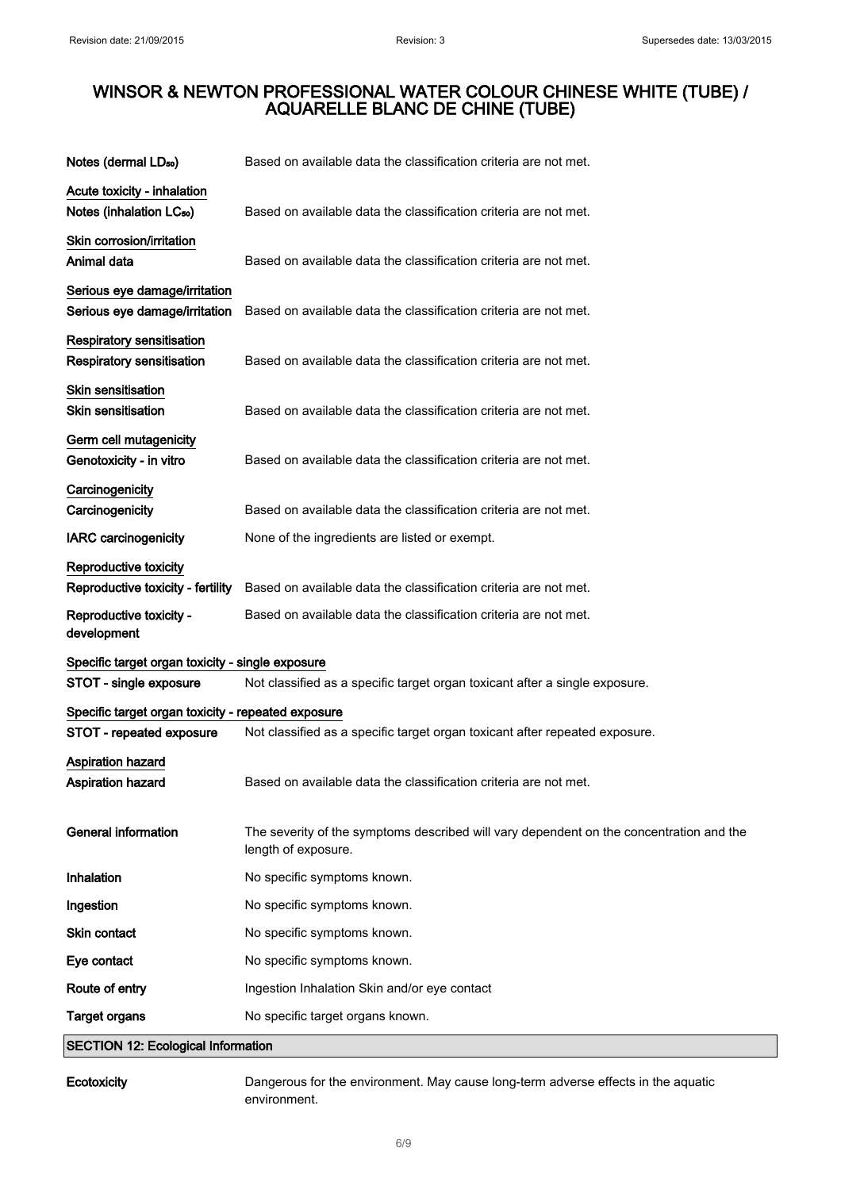# WINSOR & NEWTON PROFESSIONAL WATER COLOUR CHINESE WHITE (TUBE) / AQUARELLE BLANC DE CHINE (TUBE)

| | |
|---|---|
| **Notes (dermal $LD_{50}$)** | Based on available data the classification criteria are not met. |

**Acute toxicity - inhalation**

| | |
|---|---|
| **Notes (inhalation $LC_{50}$)** | Based on available data the classification criteria are not met. |

**Skin corrosion/irritation**

| | |
|---|---|
| **Animal data** | Based on available data the classification criteria are not met. |

**Serious eye damage/irritation**

| | |
|---|---|
| **Serious eye damage/irritation** | Based on available data the classification criteria are not met. |

**Respiratory sensitisation**

| | |
|---|---|
| **Respiratory sensitisation** | Based on available data the classification criteria are not met. |

**Skin sensitisation**

| | |
|---|---|
| **Skin sensitisation** | Based on available data the classification criteria are not met. |

**Germ cell mutagenicity**

| | |
|---|---|
| **Genotoxicity - in vitro** | Based on available data the classification criteria are not met. |

**Carcinogenicity**

| | |
|---|---|
| **Carcinogenicity** | Based on available data the classification criteria are not met. |
| **IARC carcinogenicity** | None of the ingredients are listed or exempt. |

**Reproductive toxicity**

| | |
|---|---|
| **Reproductive toxicity - fertility** | Based on available data the classification criteria are not met. |
| **Reproductive toxicity - development** | Based on available data the classification criteria are not met. |

**Specific target organ toxicity - single exposure**

| | |
|---|---|
| **STOT - single exposure** | Not classified as a specific target organ toxicant after a single exposure. |

**Specific target organ toxicity - repeated exposure**

| | |
|---|---|
| **STOT - repeated exposure** | Not classified as a specific target organ toxicant after repeated exposure. |

**Aspiration hazard**

| | |
|---|---|
| **Aspiration hazard** | Based on available data the classification criteria are not met. |

| | |
|---|---|
| **General information** | The severity of the symptoms described will vary dependent on the concentration and the length of exposure. |
| **Inhalation** | No specific symptoms known. |
| **Ingestion** | No specific symptoms known. |
| **Skin contact** | No specific symptoms known. |
| **Eye contact** | No specific symptoms known. |
| **Route of entry** | Ingestion Inhalation Skin and/or eye contact |
| **Target organs** | No specific target organs known. |

## SECTION 12: Ecological Information

| | |
|---|---|
| **Ecotoxicity** | Dangerous for the environment. May cause long-term adverse effects in the aquatic environment. |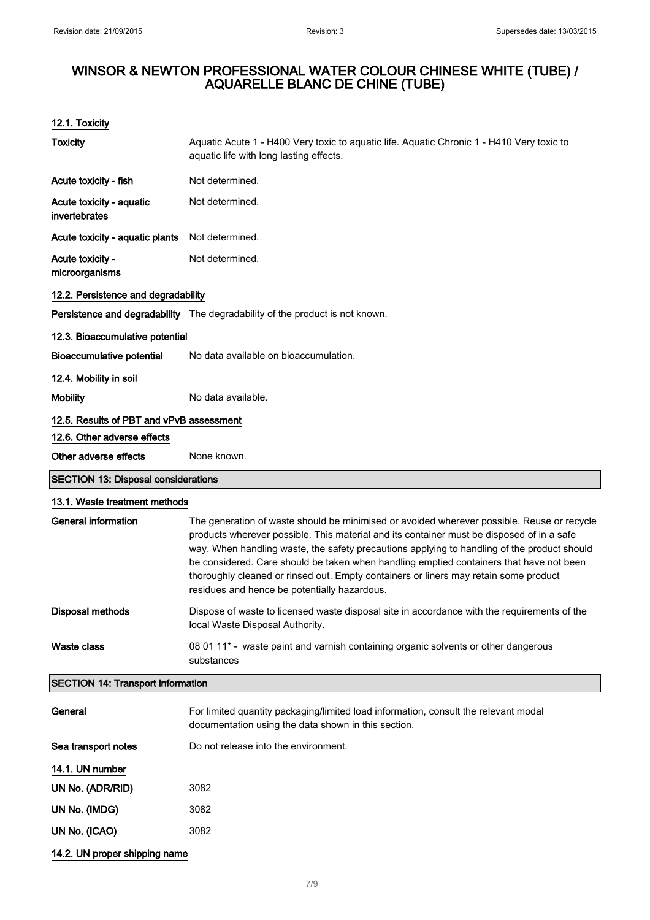# WINSOR & NEWTON PROFESSIONAL WATER COLOUR CHINESE WHITE (TUBE) / AQUARELLE BLANC DE CHINE (TUBE)

### 12.1. Toxicity

| | |
|---|---|
| **Toxicity** | Aquatic Acute 1 - H400 Very toxic to aquatic life. Aquatic Chronic 1 - H410 Very toxic to aquatic life with long lasting effects. |
| **Acute toxicity - fish** | Not determined. |
| **Acute toxicity - aquatic invertebrates** | Not determined. |
| **Acute toxicity - aquatic plants** | Not determined. |
| **Acute toxicity - microorganisms** | Not determined. |

### 12.2. Persistence and degradability

**Persistence and degradability** The degradability of the product is not known.

### 12.3. Bioaccumulative potential

**Bioaccumulative potential** No data available on bioaccumulation.

### 12.4. Mobility in soil

**Mobility** No data available.

### 12.5. Results of PBT and vPvB assessment

### 12.6. Other adverse effects

**Other adverse effects** None known.

## SECTION 13: Disposal considerations

### 13.1. Waste treatment methods

| | |
|---|---|
| **General information** | The generation of waste should be minimised or avoided wherever possible. Reuse or recycle products wherever possible. This material and its container must be disposed of in a safe way. When handling waste, the safety precautions applying to handling of the product should be considered. Care should be taken when handling emptied containers that have not been thoroughly cleaned or rinsed out. Empty containers or liners may retain some product residues and hence be potentially hazardous. |
| **Disposal methods** | Dispose of waste to licensed waste disposal site in accordance with the requirements of the local Waste Disposal Authority. |
| **Waste class** | 08 01 11* - waste paint and varnish containing organic solvents or other dangerous substances |

## SECTION 14: Transport information

| | |
|---|---|
| **General** | For limited quantity packaging/limited load information, consult the relevant modal documentation using the data shown in this section. |
| **Sea transport notes** | Do not release into the environment. |

### 14.1. UN number

| | |
|---|---|
| **UN No. (ADR/RID)** | 3082 |
| **UN No. (IMDG)** | 3082 |
| **UN No. (ICAO)** | 3082 |

### 14.2. UN proper shipping name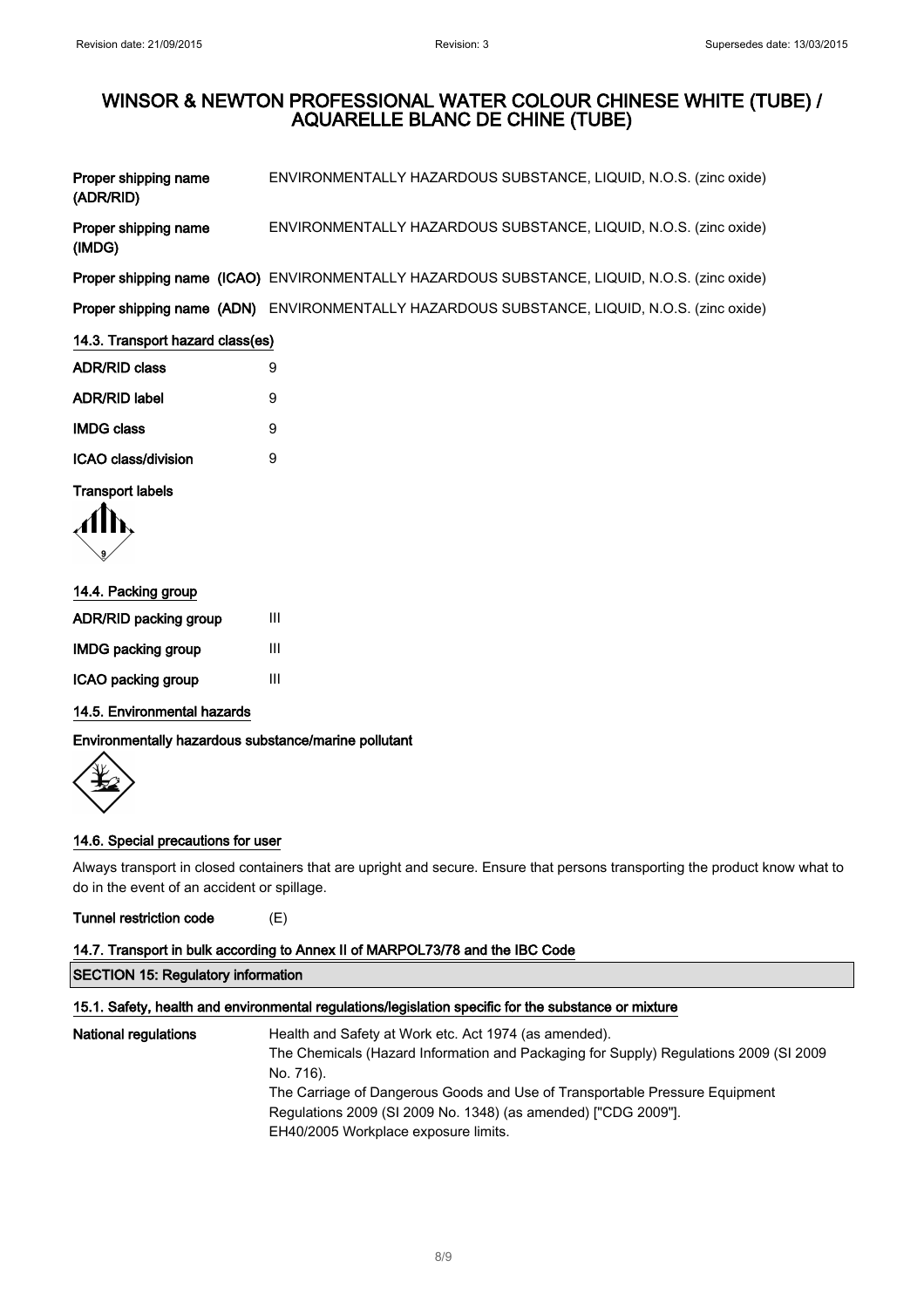| | |
|---|---|
| **Proper shipping name (ADR/RID)** | ENVIRONMENTALLY HAZARDOUS SUBSTANCE, LIQUID, N.O.S. (zinc oxide) |
| **Proper shipping name (IMDG)** | ENVIRONMENTALLY HAZARDOUS SUBSTANCE, LIQUID, N.O.S. (zinc oxide) |
| **Proper shipping name (ICAO)** | ENVIRONMENTALLY HAZARDOUS SUBSTANCE, LIQUID, N.O.S. (zinc oxide) |
| **Proper shipping name (ADN)** | ENVIRONMENTALLY HAZARDOUS SUBSTANCE, LIQUID, N.O.S. (zinc oxide) |

### 14.3. Transport hazard class(es)

| | |
|---|---|
| **ADR/RID class** | 9 |
| **ADR/RID label** | 9 |
| **IMDG class** | 9 |
| **ICAO class/division** | 9 |

**Transport labels**

### 14.4. Packing group

| | |
|---|---|
| **ADR/RID packing group** | III |
| **IMDG packing group** | III |
| **ICAO packing group** | III |

### 14.5. Environmental hazards

**Environmentally hazardous substance/marine pollutant**

### 14.6. Special precautions for user

Always transport in closed containers that are upright and secure. Ensure that persons transporting the product know what to do in the event of an accident or spillage.

**Tunnel restriction code** (E)

### 14.7. Transport in bulk according to Annex II of MARPOL73/78 and the IBC Code

## SECTION 15: Regulatory information

### 15.1. Safety, health and environmental regulations/legislation specific for the substance or mixture

**National regulations**

Health and Safety at Work etc. Act 1974 (as amended).
The Chemicals (Hazard Information and Packaging for Supply) Regulations 2009 (SI 2009 No. 716).
The Carriage of Dangerous Goods and Use of Transportable Pressure Equipment Regulations 2009 (SI 2009 No. 1348) (as amended) ["CDG 2009"].
EH40/2005 Workplace exposure limits.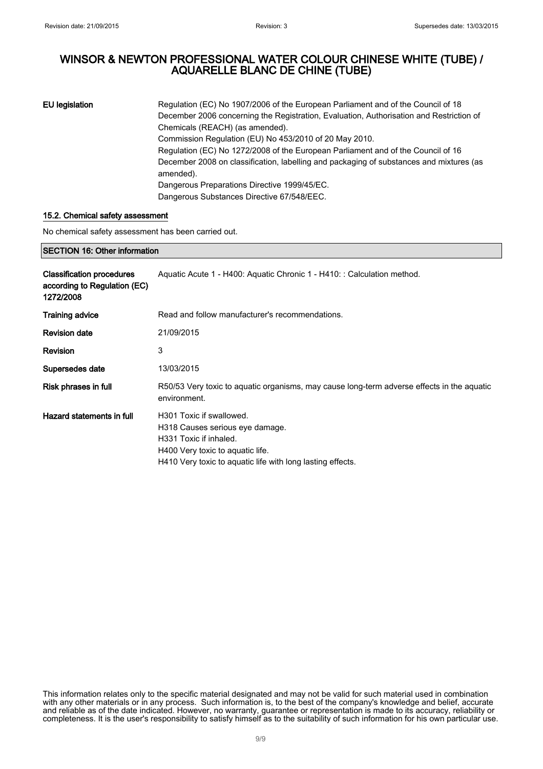# WINSOR & NEWTON PROFESSIONAL WATER COLOUR CHINESE WHITE (TUBE) / AQUARELLE BLANC DE CHINE (TUBE)

| | |
|---|---|
| **EU legislation** | Regulation (EC) No 1907/2006 of the European Parliament and of the Council of 18 December 2006 concerning the Registration, Evaluation, Authorisation and Restriction of Chemicals (REACH) (as amended).<br>Commission Regulation (EU) No 453/2010 of 20 May 2010.<br>Regulation (EC) No 1272/2008 of the European Parliament and of the Council of 16 December 2008 on classification, labelling and packaging of substances and mixtures (as amended).<br>Dangerous Preparations Directive 1999/45/EC.<br>Dangerous Substances Directive 67/548/EEC. |

### 15.2. Chemical safety assessment

No chemical safety assessment has been carried out.

## SECTION 16: Other information

| | |
|---|---|
| **Classification procedures according to Regulation (EC) 1272/2008** | Aquatic Acute 1 - H400: Aquatic Chronic 1 - H410: : Calculation method. |
| **Training advice** | Read and follow manufacturer's recommendations. |
| **Revision date** | 21/09/2015 |
| **Revision** | 3 |
| **Supersedes date** | 13/03/2015 |
| **Risk phrases in full** | R50/53 Very toxic to aquatic organisms, may cause long-term adverse effects in the aquatic environment. |
| **Hazard statements in full** | H301 Toxic if swallowed.<br>H318 Causes serious eye damage.<br>H331 Toxic if inhaled.<br>H400 Very toxic to aquatic life.<br>H410 Very toxic to aquatic life with long lasting effects. |

This information relates only to the specific material designated and may not be valid for such material used in combination with any other materials or in any process. Such information is, to the best of the company's knowledge and belief, accurate and reliable as of the date indicated. However, no warranty, guarantee or representation is made to its accuracy, reliability or completeness. It is the user's responsibility to satisfy himself as to the suitability of such information for his own particular use.